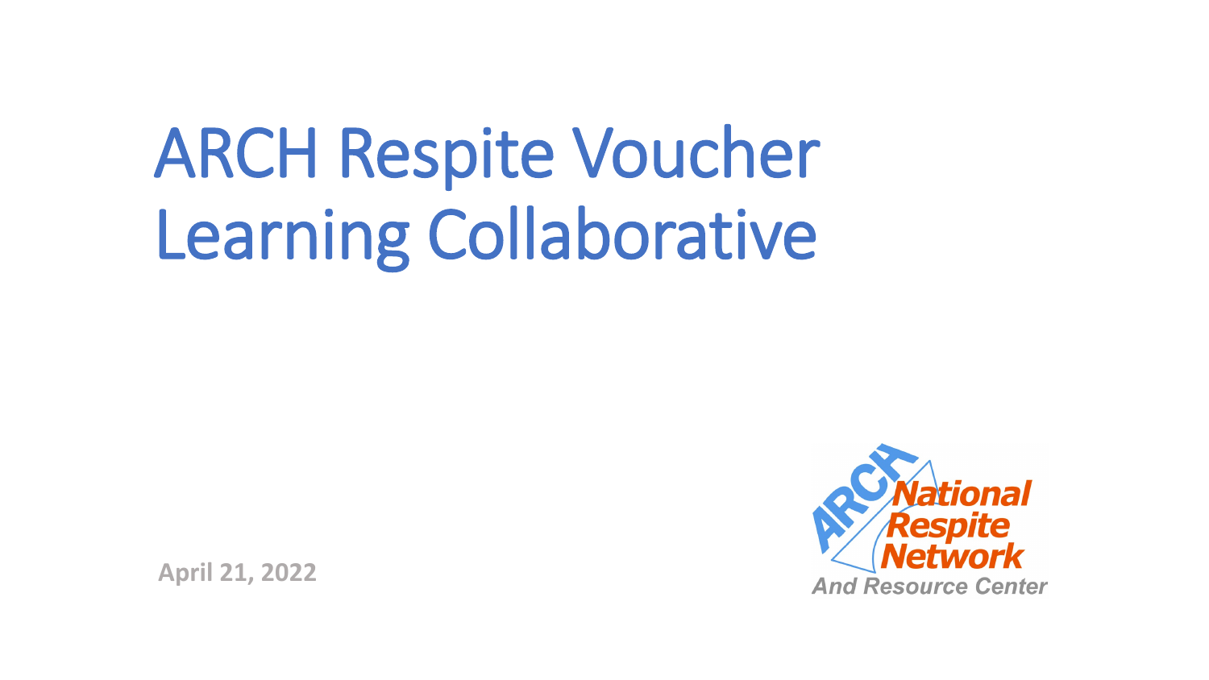# ARCH Respite Voucher Learning Collaborative

April 21, 2022

ARCH National Respite Network And Resource Center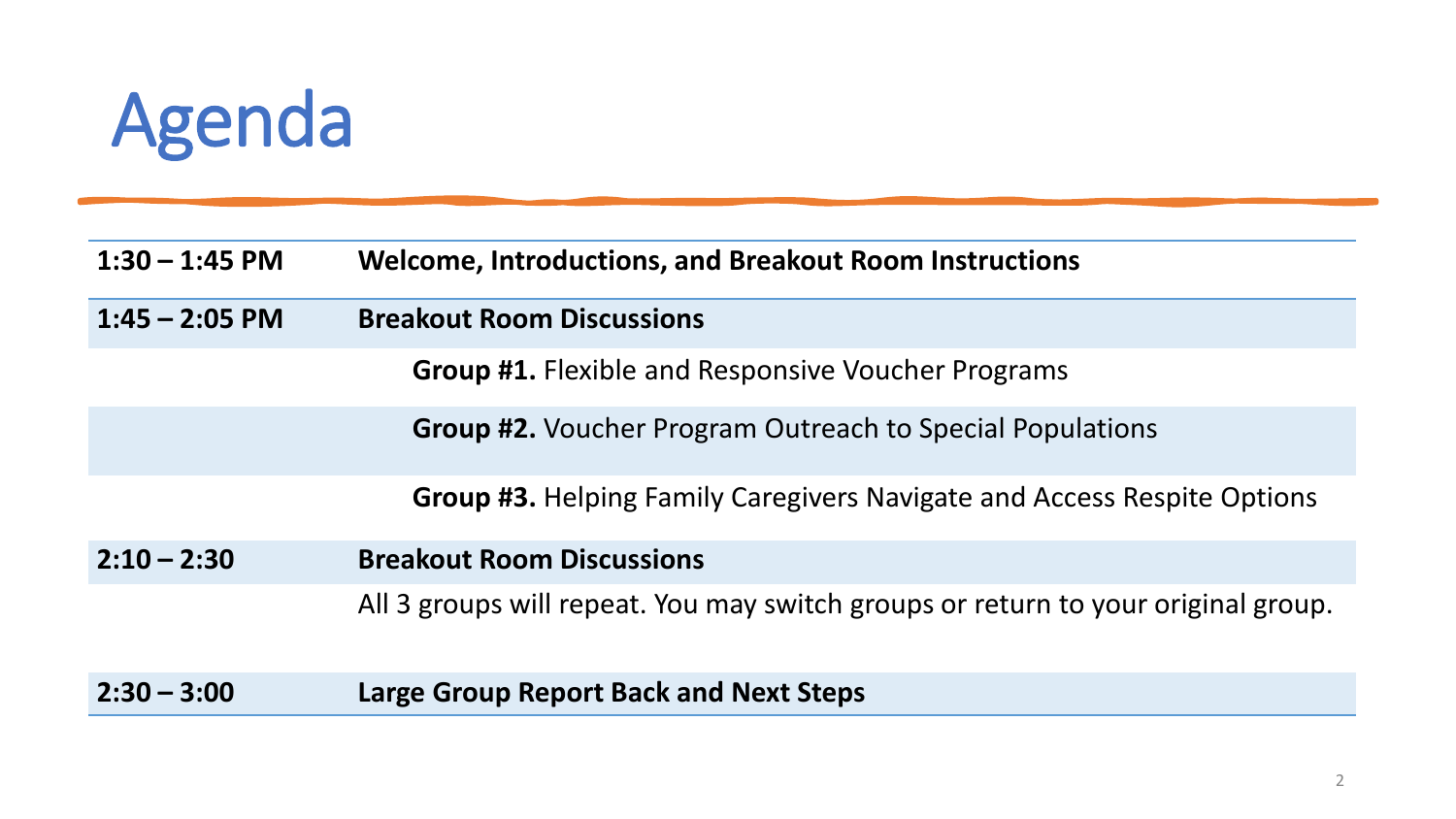# Agenda

| | |
|---|---|
| **1:30 – 1:45 PM** | **Welcome, Introductions, and Breakout Room Instructions** |
| **1:45 – 2:05 PM** | **Breakout Room Discussions** |
| | **Group #1.** Flexible and Responsive Voucher Programs |
| | **Group #2.** Voucher Program Outreach to Special Populations |
| | **Group #3.** Helping Family Caregivers Navigate and Access Respite Options |
| **2:10 – 2:30** | **Breakout Room Discussions** |
| | All 3 groups will repeat. You may switch groups or return to your original group. |
| **2:30 – 3:00** | **Large Group Report Back and Next Steps** |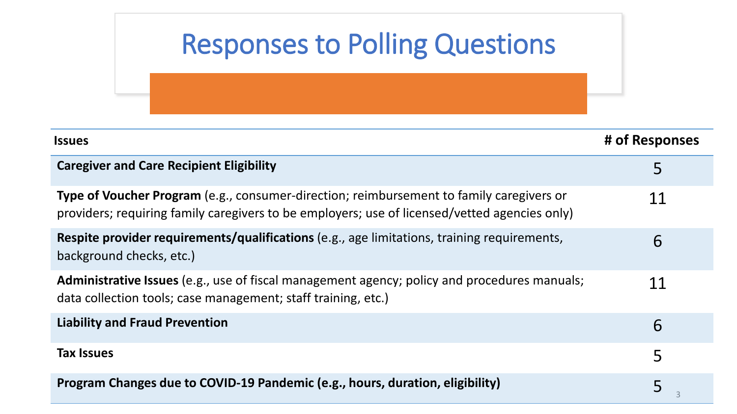# Responses to Polling Questions

| Issues | # of Responses |
|---|---|
| **Caregiver and Care Recipient Eligibility** | 5 |
| **Type of Voucher Program** (e.g., consumer-direction; reimbursement to family caregivers or providers; requiring family caregivers to be employers; use of licensed/vetted agencies only) | 11 |
| **Respite provider requirements/qualifications** (e.g., age limitations, training requirements, background checks, etc.) | 6 |
| **Administrative Issues** (e.g., use of fiscal management agency; policy and procedures manuals; data collection tools; case management; staff training, etc.) | 11 |
| **Liability and Fraud Prevention** | 6 |
| **Tax Issues** | 5 |
| **Program Changes due to COVID-19 Pandemic (e.g., hours, duration, eligibility)** | 5 |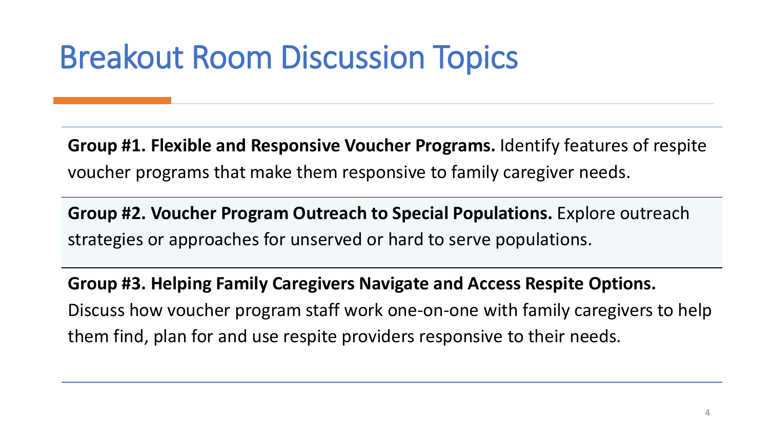# Breakout Room Discussion Topics

**Group #1. Flexible and Responsive Voucher Programs.** Identify features of respite voucher programs that make them responsive to family caregiver needs.

**Group #2. Voucher Program Outreach to Special Populations.** Explore outreach strategies or approaches for unserved or hard to serve populations.

**Group #3. Helping Family Caregivers Navigate and Access Respite Options.** Discuss how voucher program staff work one-on-one with family caregivers to help them find, plan for and use respite providers responsive to their needs.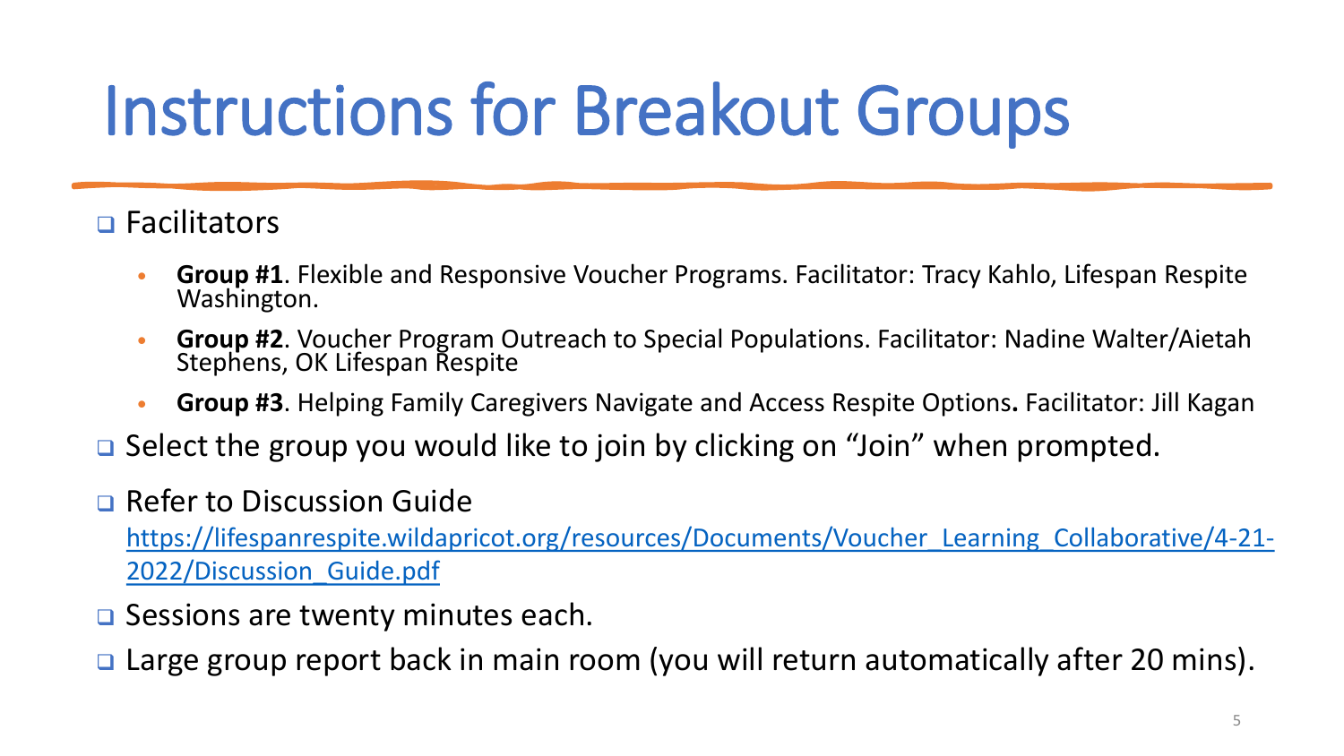# Instructions for Breakout Groups

- Facilitators
  - **Group #1**. Flexible and Responsive Voucher Programs. Facilitator: Tracy Kahlo, Lifespan Respite Washington.
  - **Group #2**. Voucher Program Outreach to Special Populations. Facilitator: Nadine Walter/Aietah Stephens, OK Lifespan Respite
  - **Group #3**. Helping Family Caregivers Navigate and Access Respite Options**.** Facilitator: Jill Kagan
- Select the group you would like to join by clicking on "Join" when prompted.
- Refer to Discussion Guide
  [https://lifespanrespite.wildapricot.org/resources/Documents/Voucher_Learning_Collaborative/4-21-2022/Discussion_Guide.pdf](https://lifespanrespite.wildapricot.org/resources/Documents/Voucher_Learning_Collaborative/4-21-2022/Discussion_Guide.pdf)
- Sessions are twenty minutes each.
- Large group report back in main room (you will return automatically after 20 mins).